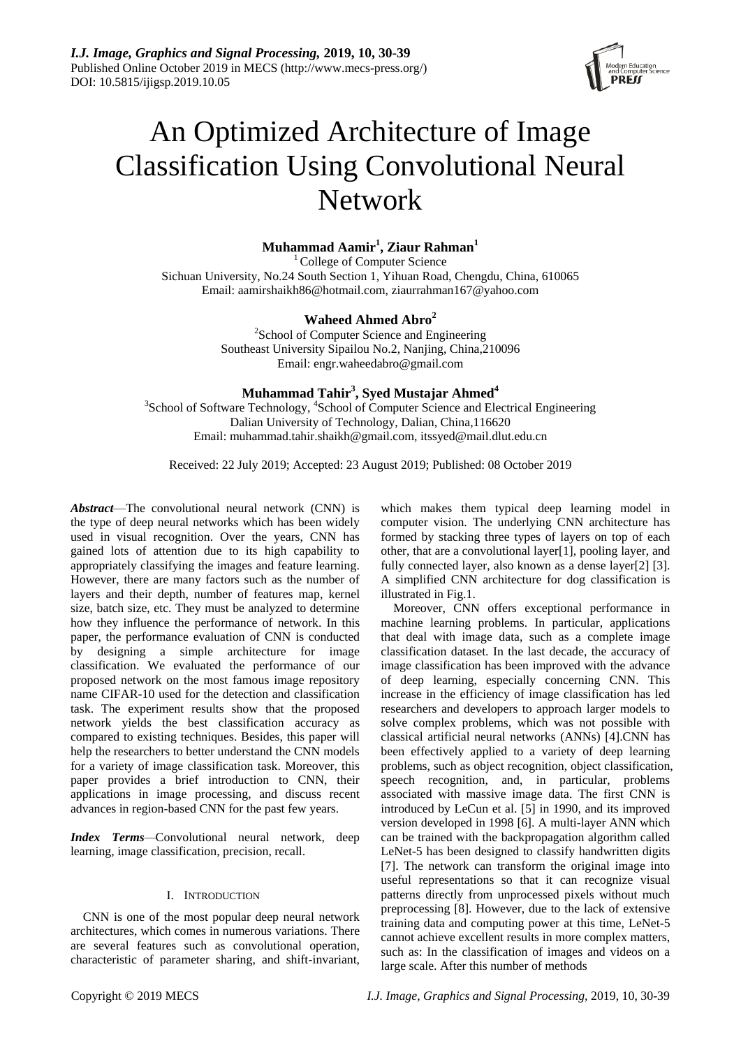# An Optimized Architecture of Image Classification Using Convolutional Neural Network

**Muhammad Aamir[1], Ziaur Rahman[1]**

[1] College of Computer Science
Sichuan University, No.24 South Section 1, Yihuan Road, Chengdu, China, 610065
Email: aamirshaikh86@hotmail.com, ziaurrahman167@yahoo.com

**Waheed Ahmed Abro[2]**

[2]School of Computer Science and Engineering
Southeast University Sipailou No.2, Nanjing, China,210096
Email: engr.waheedabro@gmail.com

**Muhammad Tahir[3], Syed Mustajar Ahmed[4]**

[3]School of Software Technology, [4]School of Computer Science and Electrical Engineering
Dalian University of Technology, Dalian, China,116620
Email: muhammad.tahir.shaikh@gmail.com, itssyed@mail.dlut.edu.cn

Received: 22 July 2019; Accepted: 23 August 2019; Published: 08 October 2019

***Abstract***—The convolutional neural network (CNN) is the type of deep neural networks which has been widely used in visual recognition. Over the years, CNN has gained lots of attention due to its high capability to appropriately classifying the images and feature learning. However, there are many factors such as the number of layers and their depth, number of features map, kernel size, batch size, etc. They must be analyzed to determine how they influence the performance of network. In this paper, the performance evaluation of CNN is conducted by designing a simple architecture for image classification. We evaluated the performance of our proposed network on the most famous image repository name CIFAR-10 used for the detection and classification task. The experiment results show that the proposed network yields the best classification accuracy as compared to existing techniques. Besides, this paper will help the researchers to better understand the CNN models for a variety of image classification task. Moreover, this paper provides a brief introduction to CNN, their applications in image processing, and discuss recent advances in region-based CNN for the past few years.

***Index Terms***—Convolutional neural network, deep learning, image classification, precision, recall.

## I. Introduction

CNN is one of the most popular deep neural network architectures, which comes in numerous variations. There are several features such as convolutional operation, characteristic of parameter sharing, and shift-invariant, which makes them typical deep learning model in computer vision. The underlying CNN architecture has formed by stacking three types of layers on top of each other, that are a convolutional layer[1], pooling layer, and fully connected layer, also known as a dense layer[2] [3]. A simplified CNN architecture for dog classification is illustrated in Fig.1.

Moreover, CNN offers exceptional performance in machine learning problems. In particular, applications that deal with image data, such as a complete image classification dataset. In the last decade, the accuracy of image classification has been improved with the advance of deep learning, especially concerning CNN. This increase in the efficiency of image classification has led researchers and developers to approach larger models to solve complex problems, which was not possible with classical artificial neural networks (ANNs) [4].CNN has been effectively applied to a variety of deep learning problems, such as object recognition, object classification, speech recognition, and, in particular, problems associated with massive image data. The first CNN is introduced by LeCun et al. [5] in 1990, and its improved version developed in 1998 [6]. A multi-layer ANN which can be trained with the backpropagation algorithm called LeNet-5 has been designed to classify handwritten digits [7]. The network can transform the original image into useful representations so that it can recognize visual patterns directly from unprocessed pixels without much preprocessing [8]. However, due to the lack of extensive training data and computing power at this time, LeNet-5 cannot achieve excellent results in more complex matters, such as: In the classification of images and videos on a large scale. After this number of methods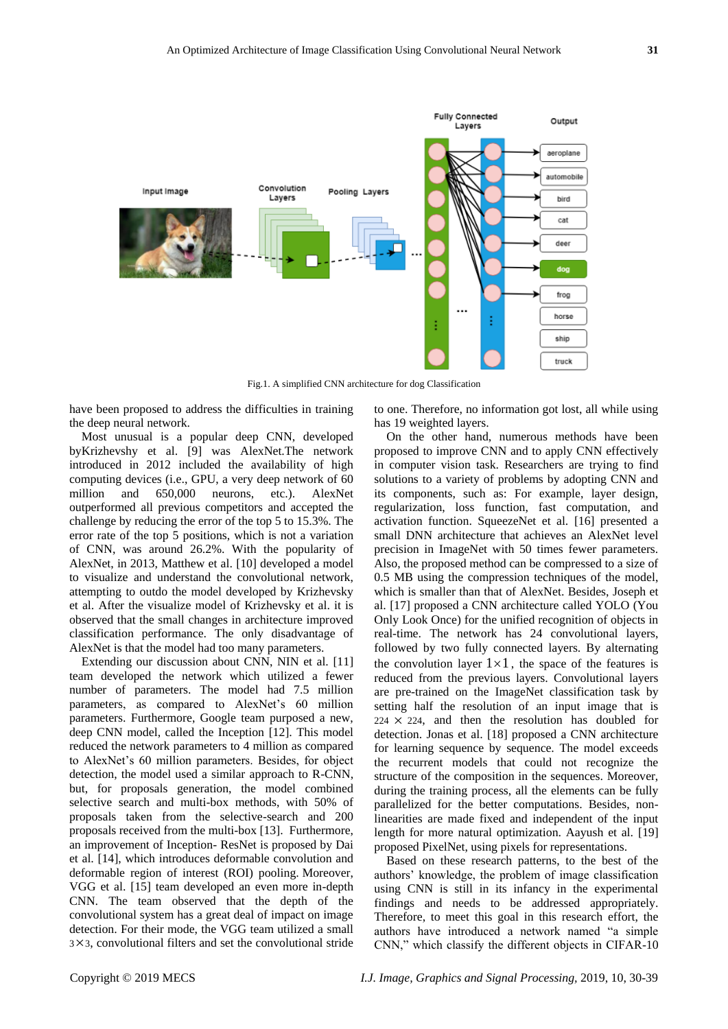Fig.1. A simplified CNN architecture for dog Classification

have been proposed to address the difficulties in training the deep neural network.

Most unusual is a popular deep CNN, developed byKrizhevshy et al. [9] was AlexNet.The network introduced in 2012 included the availability of high computing devices (i.e., GPU, a very deep network of 60 million and 650,000 neurons, etc.). AlexNet outperformed all previous competitors and accepted the challenge by reducing the error of the top 5 to 15.3%. The error rate of the top 5 positions, which is not a variation of CNN, was around 26.2%. With the popularity of AlexNet, in 2013, Matthew et al. [10] developed a model to visualize and understand the convolutional network, attempting to outdo the model developed by Krizhevsky et al. After the visualize model of Krizhevsky et al. it is observed that the small changes in architecture improved classification performance. The only disadvantage of AlexNet is that the model had too many parameters.

Extending our discussion about CNN, NIN et al. [11] team developed the network which utilized a fewer number of parameters. The model had 7.5 million parameters, as compared to AlexNet's 60 million parameters. Furthermore, Google team purposed a new, deep CNN model, called the Inception [12]. This model reduced the network parameters to 4 million as compared to AlexNet's 60 million parameters. Besides, for object detection, the model used a similar approach to R-CNN, but, for proposals generation, the model combined selective search and multi-box methods, with 50% of proposals taken from the selective-search and 200 proposals received from the multi-box [13]. Furthermore, an improvement of Inception- ResNet is proposed by Dai et al. [14], which introduces deformable convolution and deformable region of interest (ROI) pooling. Moreover, VGG et al. [15] team developed an even more in-depth CNN. The team observed that the depth of the convolutional system has a great deal of impact on image detection. For their mode, the VGG team utilized a small $3\times3$, convolutional filters and set the convolutional stride to one. Therefore, no information got lost, all while using has 19 weighted layers.

On the other hand, numerous methods have been proposed to improve CNN and to apply CNN effectively in computer vision task. Researchers are trying to find solutions to a variety of problems by adopting CNN and its components, such as: For example, layer design, regularization, loss function, fast computation, and activation function. SqueezeNet et al. [16] presented a small DNN architecture that achieves an AlexNet level precision in ImageNet with 50 times fewer parameters. Also, the proposed method can be compressed to a size of 0.5 MB using the compression techniques of the model, which is smaller than that of AlexNet. Besides, Joseph et al. [17] proposed a CNN architecture called YOLO (You Only Look Once) for the unified recognition of objects in real-time. The network has 24 convolutional layers, followed by two fully connected layers. By alternating the convolution layer $1\times1$, the space of the features is reduced from the previous layers. Convolutional layers are pre-trained on the ImageNet classification task by setting half the resolution of an input image that is $224 \times 224$, and then the resolution has doubled for detection. Jonas et al. [18] proposed a CNN architecture for learning sequence by sequence. The model exceeds the recurrent models that could not recognize the structure of the composition in the sequences. Moreover, during the training process, all the elements can be fully parallelized for the better computations. Besides, non-linearities are made fixed and independent of the input length for more natural optimization. Aayush et al. [19] proposed PixelNet, using pixels for representations.

Based on these research patterns, to the best of the authors' knowledge, the problem of image classification using CNN is still in its infancy in the experimental findings and needs to be addressed appropriately. Therefore, to meet this goal in this research effort, the authors have introduced a network named "a simple CNN," which classify the different objects in CIFAR-10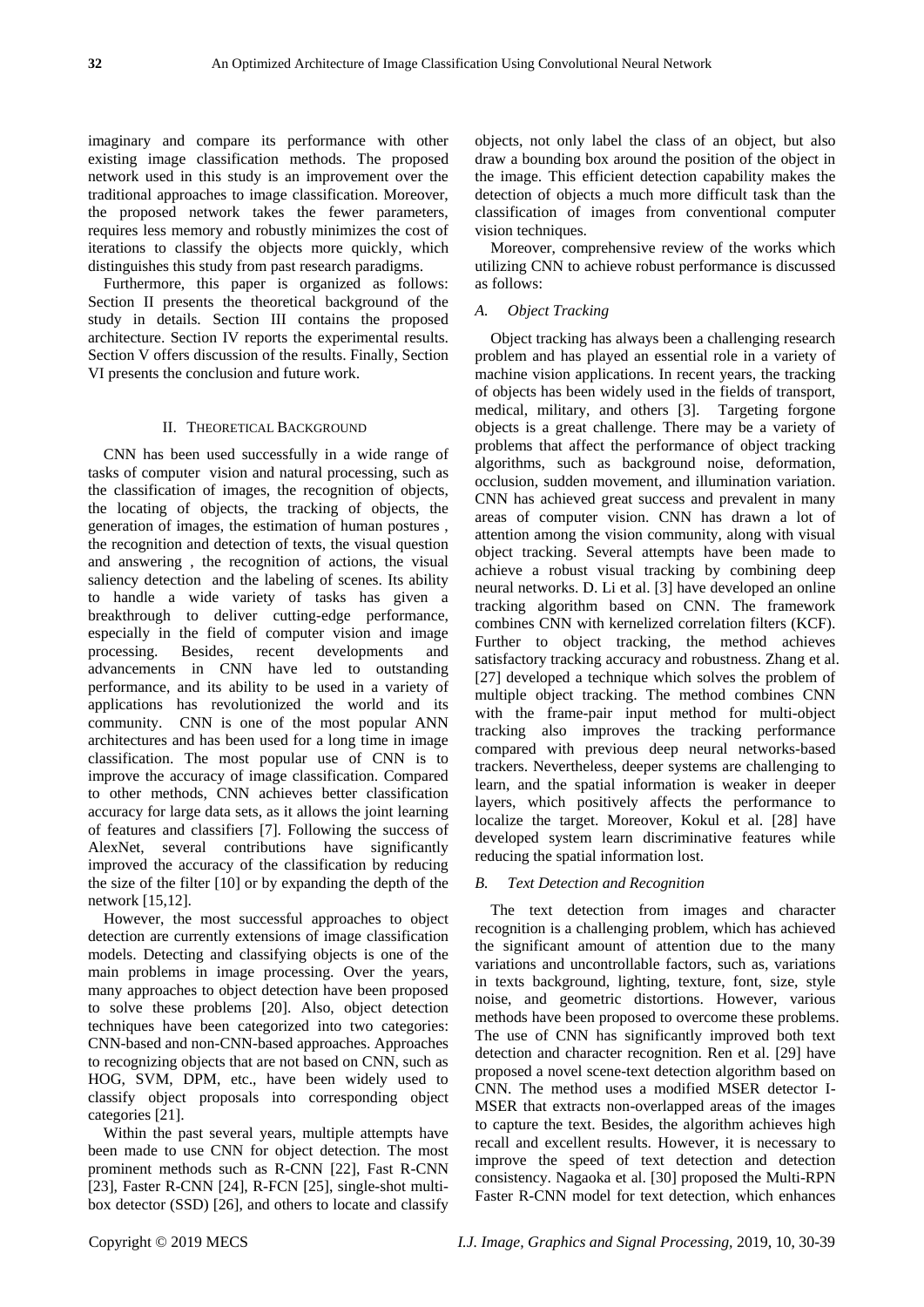imaginary and compare its performance with other existing image classification methods. The proposed network used in this study is an improvement over the traditional approaches to image classification. Moreover, the proposed network takes the fewer parameters, requires less memory and robustly minimizes the cost of iterations to classify the objects more quickly, which distinguishes this study from past research paradigms.

Furthermore, this paper is organized as follows: Section II presents the theoretical background of the study in details. Section III contains the proposed architecture. Section IV reports the experimental results. Section V offers discussion of the results. Finally, Section VI presents the conclusion and future work.

## II. Theoretical Background

CNN has been used successfully in a wide range of tasks of computer vision and natural processing, such as the classification of images, the recognition of objects, the locating of objects, the tracking of objects, the generation of images, the estimation of human postures , the recognition and detection of texts, the visual question and answering , the recognition of actions, the visual saliency detection and the labeling of scenes. Its ability to handle a wide variety of tasks has given a breakthrough to deliver cutting-edge performance, especially in the field of computer vision and image processing. Besides, recent developments and advancements in CNN have led to outstanding performance, and its ability to be used in a variety of applications has revolutionized the world and its community. CNN is one of the most popular ANN architectures and has been used for a long time in image classification. The most popular use of CNN is to improve the accuracy of image classification. Compared to other methods, CNN achieves better classification accuracy for large data sets, as it allows the joint learning of features and classifiers [7]. Following the success of AlexNet, several contributions have significantly improved the accuracy of the classification by reducing the size of the filter [10] or by expanding the depth of the network [15,12].

However, the most successful approaches to object detection are currently extensions of image classification models. Detecting and classifying objects is one of the main problems in image processing. Over the years, many approaches to object detection have been proposed to solve these problems [20]. Also, object detection techniques have been categorized into two categories: CNN-based and non-CNN-based approaches. Approaches to recognizing objects that are not based on CNN, such as HOG, SVM, DPM, etc., have been widely used to classify object proposals into corresponding object categories [21].

Within the past several years, multiple attempts have been made to use CNN for object detection. The most prominent methods such as R-CNN [22], Fast R-CNN [23], Faster R-CNN [24], R-FCN [25], single-shot multi-box detector (SSD) [26], and others to locate and classify objects, not only label the class of an object, but also draw a bounding box around the position of the object in the image. This efficient detection capability makes the detection of objects a much more difficult task than the classification of images from conventional computer vision techniques.

Moreover, comprehensive review of the works which utilizing CNN to achieve robust performance is discussed as follows:

### *A. Object Tracking*

Object tracking has always been a challenging research problem and has played an essential role in a variety of machine vision applications. In recent years, the tracking of objects has been widely used in the fields of transport, medical, military, and others [3]. Targeting forgone objects is a great challenge. There may be a variety of problems that affect the performance of object tracking algorithms, such as background noise, deformation, occlusion, sudden movement, and illumination variation. CNN has achieved great success and prevalent in many areas of computer vision. CNN has drawn a lot of attention among the vision community, along with visual object tracking. Several attempts have been made to achieve a robust visual tracking by combining deep neural networks. D. Li et al. [3] have developed an online tracking algorithm based on CNN. The framework combines CNN with kernelized correlation filters (KCF). Further to object tracking, the method achieves satisfactory tracking accuracy and robustness. Zhang et al. [27] developed a technique which solves the problem of multiple object tracking. The method combines CNN with the frame-pair input method for multi-object tracking also improves the tracking performance compared with previous deep neural networks-based trackers. Nevertheless, deeper systems are challenging to learn, and the spatial information is weaker in deeper layers, which positively affects the performance to localize the target. Moreover, Kokul et al. [28] have developed system learn discriminative features while reducing the spatial information lost.

### *B. Text Detection and Recognition*

The text detection from images and character recognition is a challenging problem, which has achieved the significant amount of attention due to the many variations and uncontrollable factors, such as, variations in texts background, lighting, texture, font, size, style noise, and geometric distortions. However, various methods have been proposed to overcome these problems. The use of CNN has significantly improved both text detection and character recognition. Ren et al. [29] have proposed a novel scene-text detection algorithm based on CNN. The method uses a modified MSER detector I-MSER that extracts non-overlapped areas of the images to capture the text. Besides, the algorithm achieves high recall and excellent results. However, it is necessary to improve the speed of text detection and detection consistency. Nagaoka et al. [30] proposed the Multi-RPN Faster R-CNN model for text detection, which enhances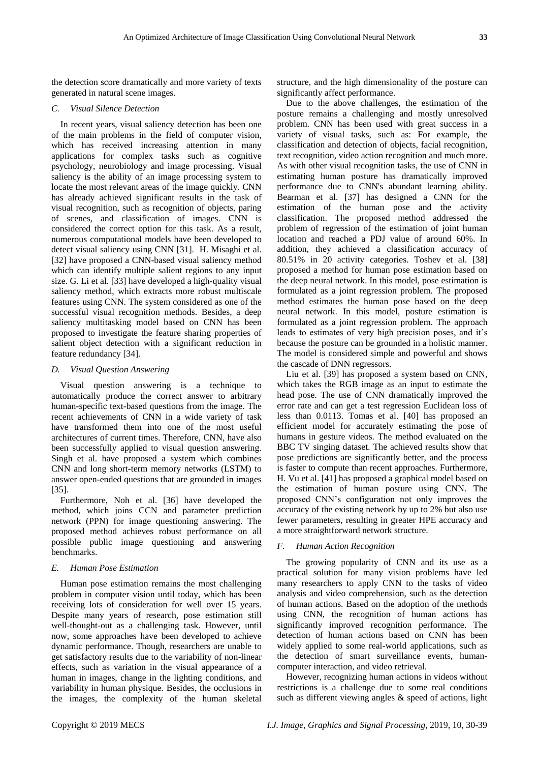the detection score dramatically and more variety of texts generated in natural scene images.

### *C. Visual Silence Detection*

In recent years, visual saliency detection has been one of the main problems in the field of computer vision, which has received increasing attention in many applications for complex tasks such as cognitive psychology, neurobiology and image processing. Visual saliency is the ability of an image processing system to locate the most relevant areas of the image quickly. CNN has already achieved significant results in the task of visual recognition, such as recognition of objects, paring of scenes, and classification of images. CNN is considered the correct option for this task. As a result, numerous computational models have been developed to detect visual saliency using CNN [31]. H. Misaghi et al. [32] have proposed a CNN-based visual saliency method which can identify multiple salient regions to any input size. G. Li et al. [33] have developed a high-quality visual saliency method, which extracts more robust multiscale features using CNN. The system considered as one of the successful visual recognition methods. Besides, a deep saliency multitasking model based on CNN has been proposed to investigate the feature sharing properties of salient object detection with a significant reduction in feature redundancy [34].

### *D. Visual Question Answering*

Visual question answering is a technique to automatically produce the correct answer to arbitrary human-specific text-based questions from the image. The recent achievements of CNN in a wide variety of task have transformed them into one of the most useful architectures of current times. Therefore, CNN, have also been successfully applied to visual question answering. Singh et al. have proposed a system which combines CNN and long short-term memory networks (LSTM) to answer open-ended questions that are grounded in images [35].

Furthermore, Noh et al. [36] have developed the method, which joins CCN and parameter prediction network (PPN) for image questioning answering. The proposed method achieves robust performance on all possible public image questioning and answering benchmarks.

### *E. Human Pose Estimation*

Human pose estimation remains the most challenging problem in computer vision until today, which has been receiving lots of consideration for well over 15 years. Despite many years of research, pose estimation still well-thought-out as a challenging task. However, until now, some approaches have been developed to achieve dynamic performance. Though, researchers are unable to get satisfactory results due to the variability of non-linear effects, such as variation in the visual appearance of a human in images, change in the lighting conditions, and variability in human physique. Besides, the occlusions in the images, the complexity of the human skeletal structure, and the high dimensionality of the posture can significantly affect performance.

Due to the above challenges, the estimation of the posture remains a challenging and mostly unresolved problem. CNN has been used with great success in a variety of visual tasks, such as: For example, the classification and detection of objects, facial recognition, text recognition, video action recognition and much more. As with other visual recognition tasks, the use of CNN in estimating human posture has dramatically improved performance due to CNN's abundant learning ability. Bearman et al. [37] has designed a CNN for the estimation of the human pose and the activity classification. The proposed method addressed the problem of regression of the estimation of joint human location and reached a PDJ value of around 60%. In addition, they achieved a classification accuracy of 80.51% in 20 activity categories. Toshev et al. [38] proposed a method for human pose estimation based on the deep neural network. In this model, pose estimation is formulated as a joint regression problem. The proposed method estimates the human pose based on the deep neural network. In this model, posture estimation is formulated as a joint regression problem. The approach leads to estimates of very high precision poses, and it's because the posture can be grounded in a holistic manner. The model is considered simple and powerful and shows the cascade of DNN regressors.

Liu et al. [39] has proposed a system based on CNN, which takes the RGB image as an input to estimate the head pose. The use of CNN dramatically improved the error rate and can get a test regression Euclidean loss of less than 0.0113. Tomas et al. [40] has proposed an efficient model for accurately estimating the pose of humans in gesture videos. The method evaluated on the BBC TV singing dataset. The achieved results show that pose predictions are significantly better, and the process is faster to compute than recent approaches. Furthermore, H. Vu et al. [41] has proposed a graphical model based on the estimation of human posture using CNN. The proposed CNN's configuration not only improves the accuracy of the existing network by up to 2% but also use fewer parameters, resulting in greater HPE accuracy and a more straightforward network structure.

### *F. Human Action Recognition*

The growing popularity of CNN and its use as a practical solution for many vision problems have led many researchers to apply CNN to the tasks of video analysis and video comprehension, such as the detection of human actions. Based on the adoption of the methods using CNN, the recognition of human actions has significantly improved recognition performance. The detection of human actions based on CNN has been widely applied to some real-world applications, such as the detection of smart surveillance events, human-computer interaction, and video retrieval.

However, recognizing human actions in videos without restrictions is a challenge due to some real conditions such as different viewing angles & speed of actions, light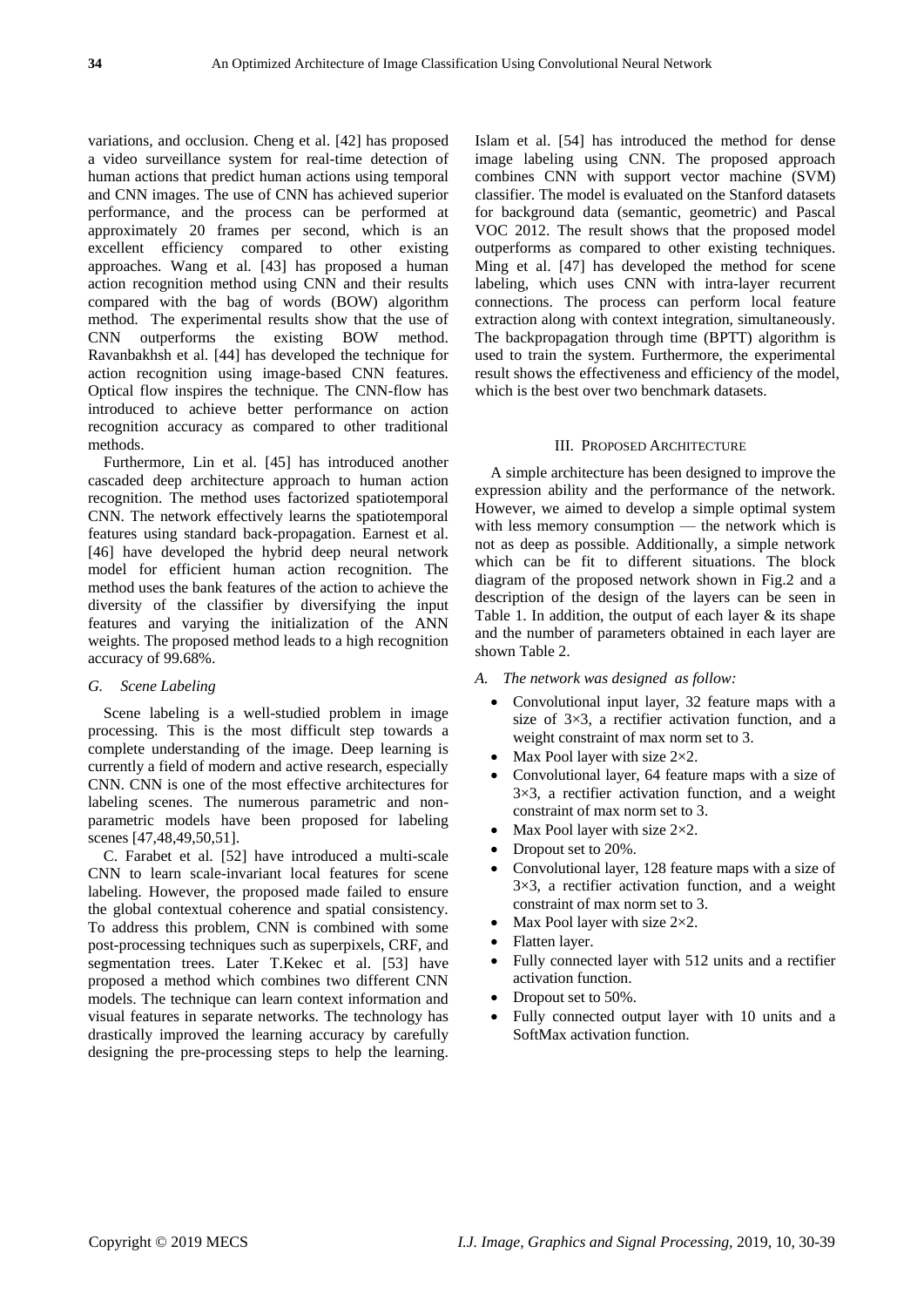variations, and occlusion. Cheng et al. [42] has proposed a video surveillance system for real-time detection of human actions that predict human actions using temporal and CNN images. The use of CNN has achieved superior performance, and the process can be performed at approximately 20 frames per second, which is an excellent efficiency compared to other existing approaches. Wang et al. [43] has proposed a human action recognition method using CNN and their results compared with the bag of words (BOW) algorithm method. The experimental results show that the use of CNN outperforms the existing BOW method. Ravanbakhsh et al. [44] has developed the technique for action recognition using image-based CNN features. Optical flow inspires the technique. The CNN-flow has introduced to achieve better performance on action recognition accuracy as compared to other traditional methods.

Furthermore, Lin et al. [45] has introduced another cascaded deep architecture approach to human action recognition. The method uses factorized spatiotemporal CNN. The network effectively learns the spatiotemporal features using standard back-propagation. Earnest et al. [46] have developed the hybrid deep neural network model for efficient human action recognition. The method uses the bank features of the action to achieve the diversity of the classifier by diversifying the input features and varying the initialization of the ANN weights. The proposed method leads to a high recognition accuracy of 99.68%.

### *G. Scene Labeling*

Scene labeling is a well-studied problem in image processing. This is the most difficult step towards a complete understanding of the image. Deep learning is currently a field of modern and active research, especially CNN. CNN is one of the most effective architectures for labeling scenes. The numerous parametric and non-parametric models have been proposed for labeling scenes [47,48,49,50,51].

C. Farabet et al. [52] have introduced a multi-scale CNN to learn scale-invariant local features for scene labeling. However, the proposed made failed to ensure the global contextual coherence and spatial consistency. To address this problem, CNN is combined with some post-processing techniques such as superpixels, CRF, and segmentation trees. Later T.Kekec et al. [53] have proposed a method which combines two different CNN models. The technique can learn context information and visual features in separate networks. The technology has drastically improved the learning accuracy by carefully designing the pre-processing steps to help the learning. Islam et al. [54] has introduced the method for dense image labeling using CNN. The proposed approach combines CNN with support vector machine (SVM) classifier. The model is evaluated on the Stanford datasets for background data (semantic, geometric) and Pascal VOC 2012. The result shows that the proposed model outperforms as compared to other existing techniques. Ming et al. [47] has developed the method for scene labeling, which uses CNN with intra-layer recurrent connections. The process can perform local feature extraction along with context integration, simultaneously. The backpropagation through time (BPTT) algorithm is used to train the system. Furthermore, the experimental result shows the effectiveness and efficiency of the model, which is the best over two benchmark datasets.

## III. Proposed Architecture

A simple architecture has been designed to improve the expression ability and the performance of the network. However, we aimed to develop a simple optimal system with less memory consumption — the network which is not as deep as possible. Additionally, a simple network which can be fit to different situations. The block diagram of the proposed network shown in Fig.2 and a description of the design of the layers can be seen in Table 1. In addition, the output of each layer & its shape and the number of parameters obtained in each layer are shown Table 2.

### *A. The network was designed as follow:*

- Convolutional input layer, 32 feature maps with a size of 3×3, a rectifier activation function, and a weight constraint of max norm set to 3.
- Max Pool layer with size 2×2.
- Convolutional layer, 64 feature maps with a size of 3×3, a rectifier activation function, and a weight constraint of max norm set to 3.
- Max Pool layer with size 2×2.
- Dropout set to 20%.
- Convolutional layer, 128 feature maps with a size of 3×3, a rectifier activation function, and a weight constraint of max norm set to 3.
- Max Pool layer with size 2×2.
- Flatten layer.
- Fully connected layer with 512 units and a rectifier activation function.
- Dropout set to 50%.
- Fully connected output layer with 10 units and a SoftMax activation function.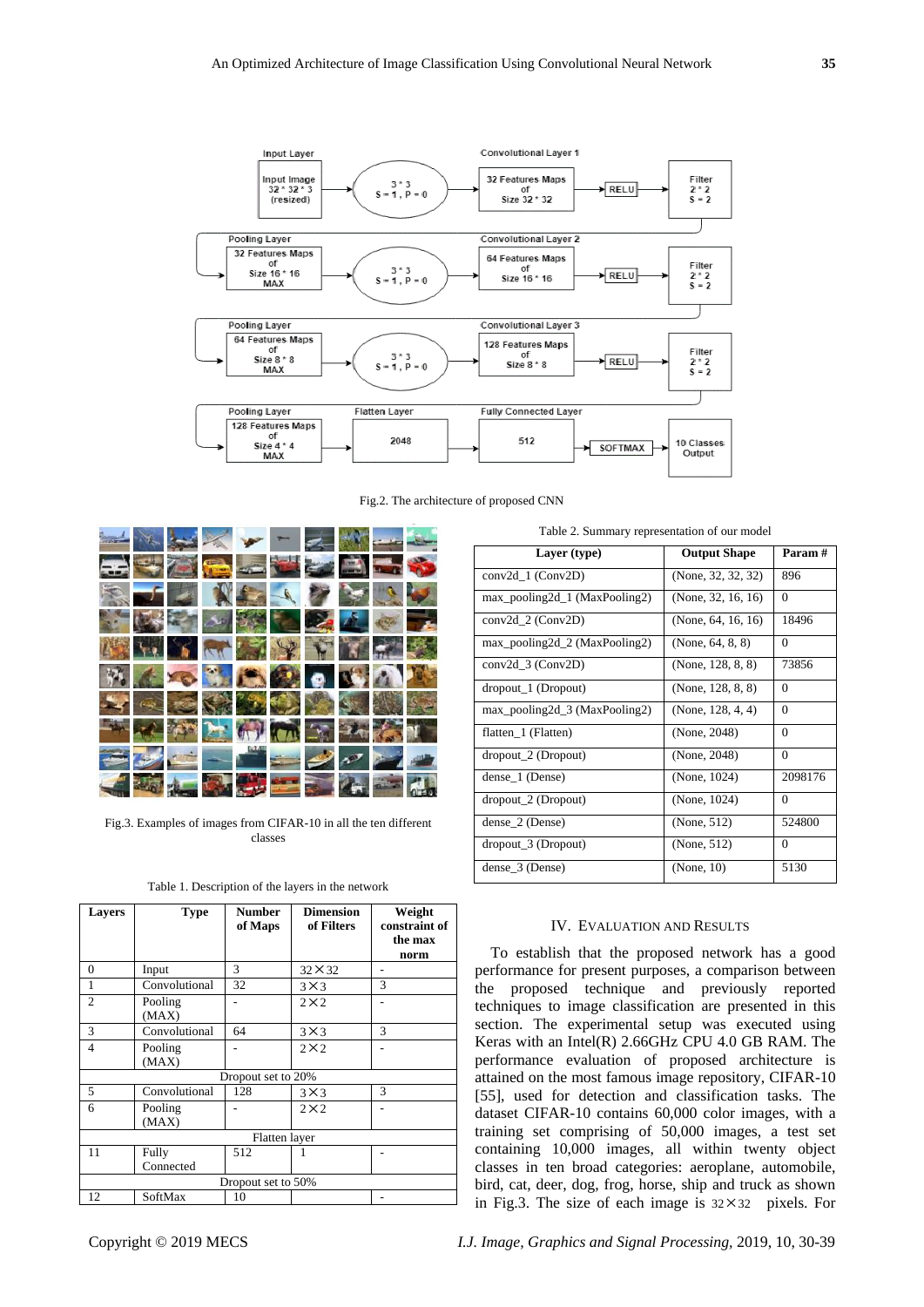Fig.2. The architecture of proposed CNN

Fig.3. Examples of images from CIFAR-10 in all the ten different classes

Table 1. Description of the layers in the network

| Layers | Type | Number of Maps | Dimension of Filters | Weight constraint of the max norm |
|---|---|---|---|---|
| 0 | Input | 3 | 32×32 | - |
| 1 | Convolutional | 32 | 3×3 | 3 |
| 2 | Pooling (MAX) | - | 2×2 | - |
| 3 | Convolutional | 64 | 3×3 | 3 |
| 4 | Pooling (MAX) | - | 2×2 | - |
| | | Dropout set to 20% | | |
| 5 | Convolutional | 128 | 3×3 | 3 |
| 6 | Pooling (MAX) | - | 2×2 | - |
| | | Flatten layer | | |
| 11 | Fully Connected | 512 | 1 | - |
| | | Dropout set to 50% | | |
| 12 | SoftMax | 10 | | - |

Table 2. Summary representation of our model

| Layer (type) | Output Shape | Param # |
|---|---|---|
| conv2d_1 (Conv2D) | (None, 32, 32, 32) | 896 |
| max_pooling2d_1 (MaxPooling2) | (None, 32, 16, 16) | 0 |
| conv2d_2 (Conv2D) | (None, 64, 16, 16) | 18496 |
| max_pooling2d_2 (MaxPooling2) | (None, 64, 8, 8) | 0 |
| conv2d_3 (Conv2D) | (None, 128, 8, 8) | 73856 |
| dropout_1 (Dropout) | (None, 128, 8, 8) | 0 |
| max_pooling2d_3 (MaxPooling2) | (None, 128, 4, 4) | 0 |
| flatten_1 (Flatten) | (None, 2048) | 0 |
| dropout_2 (Dropout) | (None, 2048) | 0 |
| dense_1 (Dense) | (None, 1024) | 2098176 |
| dropout_2 (Dropout) | (None, 1024) | 0 |
| dense_2 (Dense) | (None, 512) | 524800 |
| dropout_3 (Dropout) | (None, 512) | 0 |
| dense_3 (Dense) | (None, 10) | 5130 |

## IV. Evaluation and Results

To establish that the proposed network has a good performance for present purposes, a comparison between the proposed technique and previously reported techniques to image classification are presented in this section. The experimental setup was executed using Keras with an Intel(R) 2.66GHz CPU 4.0 GB RAM. The performance evaluation of proposed architecture is attained on the most famous image repository, CIFAR-10 [55], used for detection and classification tasks. The dataset CIFAR-10 contains 60,000 color images, with a training set comprising of 50,000 images, a test set containing 10,000 images, all within twenty object classes in ten broad categories: aeroplane, automobile, bird, cat, deer, dog, frog, horse, ship and truck as shown in Fig.3. The size of each image is 32×32 pixels. For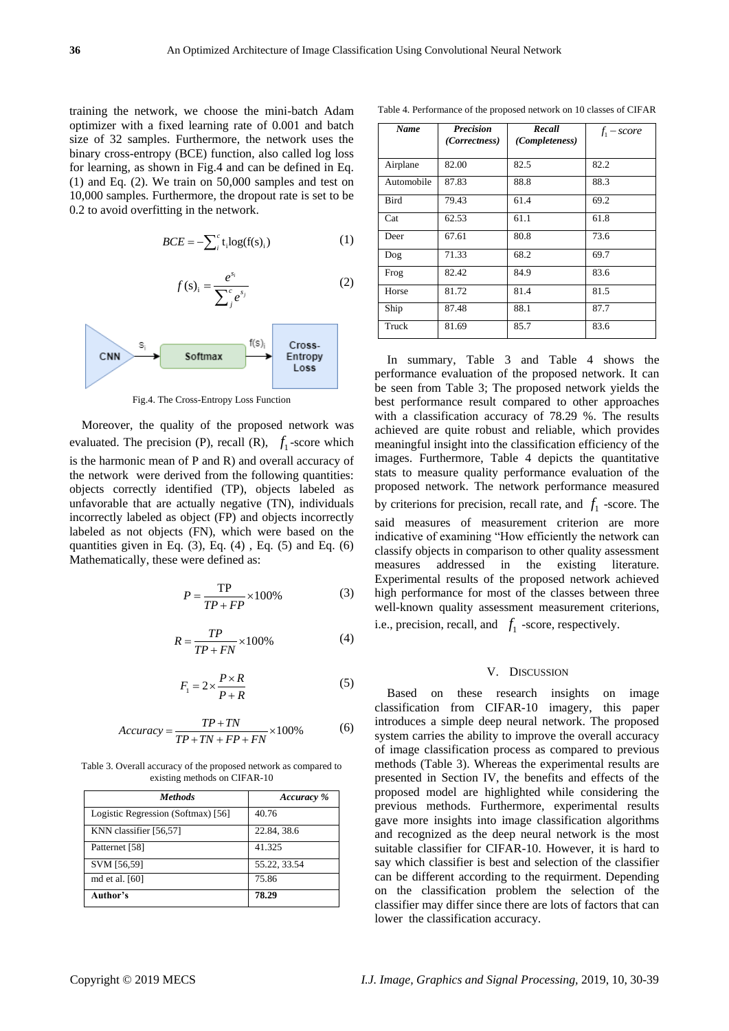training the network, we choose the mini-batch Adam optimizer with a fixed learning rate of 0.001 and batch size of 32 samples. Furthermore, the network uses the binary cross-entropy (BCE) function, also called log loss for learning, as shown in Fig.4 and can be defined in Eq. (1) and Eq. (2). We train on 50,000 samples and test on 10,000 samples. Furthermore, the dropout rate is set to be 0.2 to avoid overfitting in the network.

$$BCE = -\sum_{i}^{c} t_i \log(f(s)_i) \tag{1}$$

$$f(s)_i = \frac{e^{s_i}}{\sum_{j}^{c} e^{s_j}} \tag{2}$$

Fig.4. The Cross-Entropy Loss Function

Moreover, the quality of the proposed network was evaluated. The precision (P), recall (R), $f_1$-score which is the harmonic mean of P and R) and overall accuracy of the network were derived from the following quantities: objects correctly identified (TP), objects labeled as unfavorable that are actually negative (TN), individuals incorrectly labeled as object (FP) and objects incorrectly labeled as not objects (FN), which were based on the quantities given in Eq. (3), Eq. (4) , Eq. (5) and Eq. (6) Mathematically, these were defined as:

$$P = \frac{TP}{TP + FP} \times 100\% \tag{3}$$

$$R = \frac{TP}{TP + FN} \times 100\% \tag{4}$$

$$F_1 = 2 \times \frac{P \times R}{P + R} \tag{5}$$

$$Accuracy = \frac{TP + TN}{TP + TN + FP + FN} \times 100\% \tag{6}$$

Table 3. Overall accuracy of the proposed network as compared to existing methods on CIFAR-10

| ***Methods*** | ***Accuracy %*** |
|---|---|
| Logistic Regression (Softmax) [56] | 40.76 |
| KNN classifier [56,57] | 22.84, 38.6 |
| Patternet [58] | 41.325 |
| SVM [56,59] | 55.22, 33.54 |
| md et al. [60] | 75.86 |
| **Author's** | **78.29** |

Table 4. Performance of the proposed network on 10 classes of CIFAR

| ***Name*** | ***Precision (Correctness)*** | ***Recall (Completeness)*** | $f_1 - score$ |
|---|---|---|---|
| Airplane | 82.00 | 82.5 | 82.2 |
| Automobile | 87.83 | 88.8 | 88.3 |
| Bird | 79.43 | 61.4 | 69.2 |
| Cat | 62.53 | 61.1 | 61.8 |
| Deer | 67.61 | 80.8 | 73.6 |
| Dog | 71.33 | 68.2 | 69.7 |
| Frog | 82.42 | 84.9 | 83.6 |
| Horse | 81.72 | 81.4 | 81.5 |
| Ship | 87.48 | 88.1 | 87.7 |
| Truck | 81.69 | 85.7 | 83.6 |

In summary, Table 3 and Table 4 shows the performance evaluation of the proposed network. It can be seen from Table 3; The proposed network yields the best performance result compared to other approaches with a classification accuracy of 78.29 %. The results achieved are quite robust and reliable, which provides meaningful insight into the classification efficiency of the images. Furthermore, Table 4 depicts the quantitative stats to measure quality performance evaluation of the proposed network. The network performance measured by criterions for precision, recall rate, and $f_1$ -score. The said measures of measurement criterion are more indicative of examining "How efficiently the network can classify objects in comparison to other quality assessment measures addressed in the existing literature. Experimental results of the proposed network achieved high performance for most of the classes between three well-known quality assessment measurement criterions, i.e., precision, recall, and $f_1$ -score, respectively.

## V. Discussion

Based on these research insights on image classification from CIFAR-10 imagery, this paper introduces a simple deep neural network. The proposed system carries the ability to improve the overall accuracy of image classification process as compared to previous methods (Table 3). Whereas the experimental results are presented in Section IV, the benefits and effects of the proposed model are highlighted while considering the previous methods. Furthermore, experimental results gave more insights into image classification algorithms and recognized as the deep neural network is the most suitable classifier for CIFAR-10. However, it is hard to say which classifier is best and selection of the classifier can be different according to the requirment. Depending on the classification problem the selection of the classifier may differ since there are lots of factors that can lower the classification accuracy.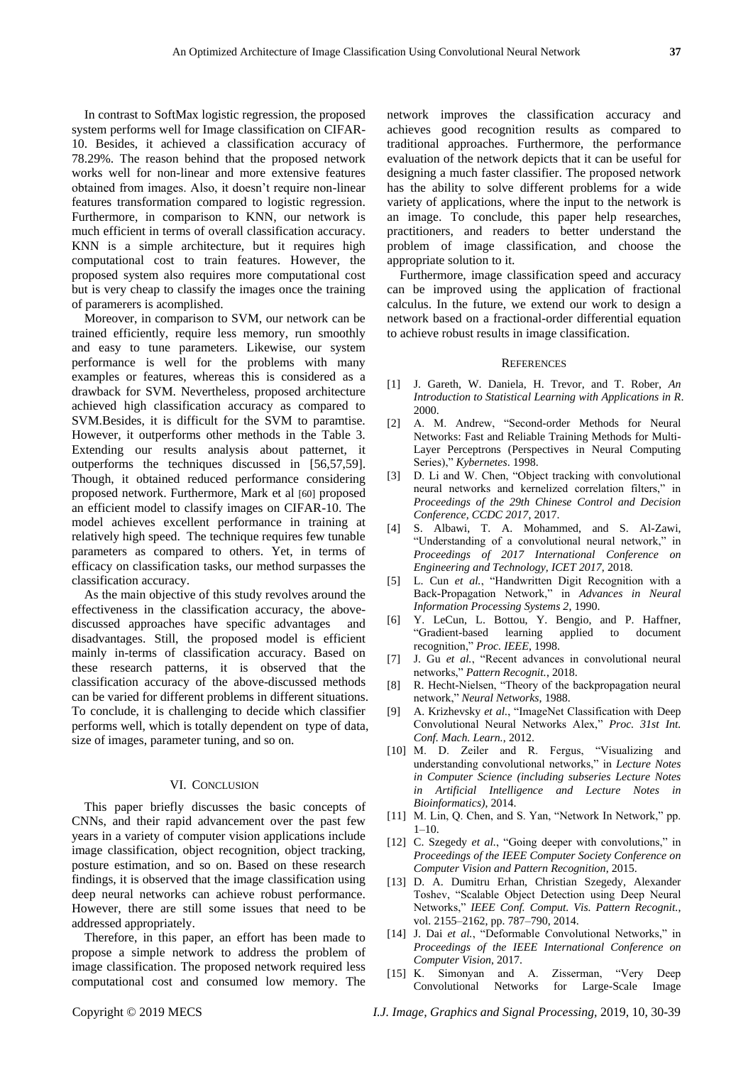In contrast to SoftMax logistic regression, the proposed system performs well for Image classification on CIFAR-10. Besides, it achieved a classification accuracy of 78.29%. The reason behind that the proposed network works well for non-linear and more extensive features obtained from images. Also, it doesn't require non-linear features transformation compared to logistic regression. Furthermore, in comparison to KNN, our network is much efficient in terms of overall classification accuracy. KNN is a simple architecture, but it requires high computational cost to train features. However, the proposed system also requires more computational cost but is very cheap to classify the images once the training of paramerers is acomplished.

Moreover, in comparison to SVM, our network can be trained efficiently, require less memory, run smoothly and easy to tune parameters. Likewise, our system performance is well for the problems with many examples or features, whereas this is considered as a drawback for SVM. Nevertheless, proposed architecture achieved high classification accuracy as compared to SVM.Besides, it is difficult for the SVM to paramtise. However, it outperforms other methods in the Table 3. Extending our results analysis about patternet, it outperforms the techniques discussed in [56,57,59]. Though, it obtained reduced performance considering proposed network. Furthermore, Mark et al [60] proposed an efficient model to classify images on CIFAR-10. The model achieves excellent performance in training at relatively high speed. The technique requires few tunable parameters as compared to others. Yet, in terms of efficacy on classification tasks, our method surpasses the classification accuracy.

As the main objective of this study revolves around the effectiveness in the classification accuracy, the above-discussed approaches have specific advantages and disadvantages. Still, the proposed model is efficient mainly in-terms of classification accuracy. Based on these research patterns, it is observed that the classification accuracy of the above-discussed methods can be varied for different problems in different situations. To conclude, it is challenging to decide which classifier performs well, which is totally dependent on type of data, size of images, parameter tuning, and so on.

## VI. Conclusion

This paper briefly discusses the basic concepts of CNNs, and their rapid advancement over the past few years in a variety of computer vision applications include image classification, object recognition, object tracking, posture estimation, and so on. Based on these research findings, it is observed that the image classification using deep neural networks can achieve robust performance. However, there are still some issues that need to be addressed appropriately.

Therefore, in this paper, an effort has been made to propose a simple network to address the problem of image classification. The proposed network required less computational cost and consumed low memory. The network improves the classification accuracy and achieves good recognition results as compared to traditional approaches. Furthermore, the performance evaluation of the network depicts that it can be useful for designing a much faster classifier. The proposed network has the ability to solve different problems for a wide variety of applications, where the input to the network is an image. To conclude, this paper help researches, practitioners, and readers to better understand the problem of image classification, and choose the appropriate solution to it.

Furthermore, image classification speed and accuracy can be improved using the application of fractional calculus. In the future, we extend our work to design a network based on a fractional-order differential equation to achieve robust results in image classification.

## References

[1] J. Gareth, W. Daniela, H. Trevor, and T. Rober, *An Introduction to Statistical Learning with Applications in R*. 2000.

[2] A. M. Andrew, "Second-order Methods for Neural Networks: Fast and Reliable Training Methods for Multi-Layer Perceptrons (Perspectives in Neural Computing Series)," *Kybernetes*. 1998.

[3] D. Li and W. Chen, "Object tracking with convolutional neural networks and kernelized correlation filters," in *Proceedings of the 29th Chinese Control and Decision Conference, CCDC 2017*, 2017.

[4] S. Albawi, T. A. Mohammed, and S. Al-Zawi, "Understanding of a convolutional neural network," in *Proceedings of 2017 International Conference on Engineering and Technology, ICET 2017*, 2018.

[5] L. Cun *et al.*, "Handwritten Digit Recognition with a Back-Propagation Network," in *Advances in Neural Information Processing Systems 2*, 1990.

[6] Y. LeCun, L. Bottou, Y. Bengio, and P. Haffner, "Gradient-based learning applied to document recognition," *Proc. IEEE*, 1998.

[7] J. Gu *et al.*, "Recent advances in convolutional neural networks," *Pattern Recognit.*, 2018.

[8] R. Hecht-Nielsen, "Theory of the backpropagation neural network," *Neural Networks*, 1988.

[9] A. Krizhevsky *et al.*, "ImageNet Classification with Deep Convolutional Neural Networks Alex," *Proc. 31st Int. Conf. Mach. Learn.*, 2012.

[10] M. D. Zeiler and R. Fergus, "Visualizing and understanding convolutional networks," in *Lecture Notes in Computer Science (including subseries Lecture Notes in Artificial Intelligence and Lecture Notes in Bioinformatics)*, 2014.

[11] M. Lin, Q. Chen, and S. Yan, "Network In Network," pp. 1–10.

[12] C. Szegedy *et al.*, "Going deeper with convolutions," in *Proceedings of the IEEE Computer Society Conference on Computer Vision and Pattern Recognition*, 2015.

[13] D. A. Dumitru Erhan, Christian Szegedy, Alexander Toshev, "Scalable Object Detection using Deep Neural Networks," *IEEE Conf. Comput. Vis. Pattern Recognit.*, vol. 2155–2162, pp. 787–790, 2014.

[14] J. Dai *et al.*, "Deformable Convolutional Networks," in *Proceedings of the IEEE International Conference on Computer Vision*, 2017.

[15] K. Simonyan and A. Zisserman, "Very Deep Convolutional Networks for Large-Scale Image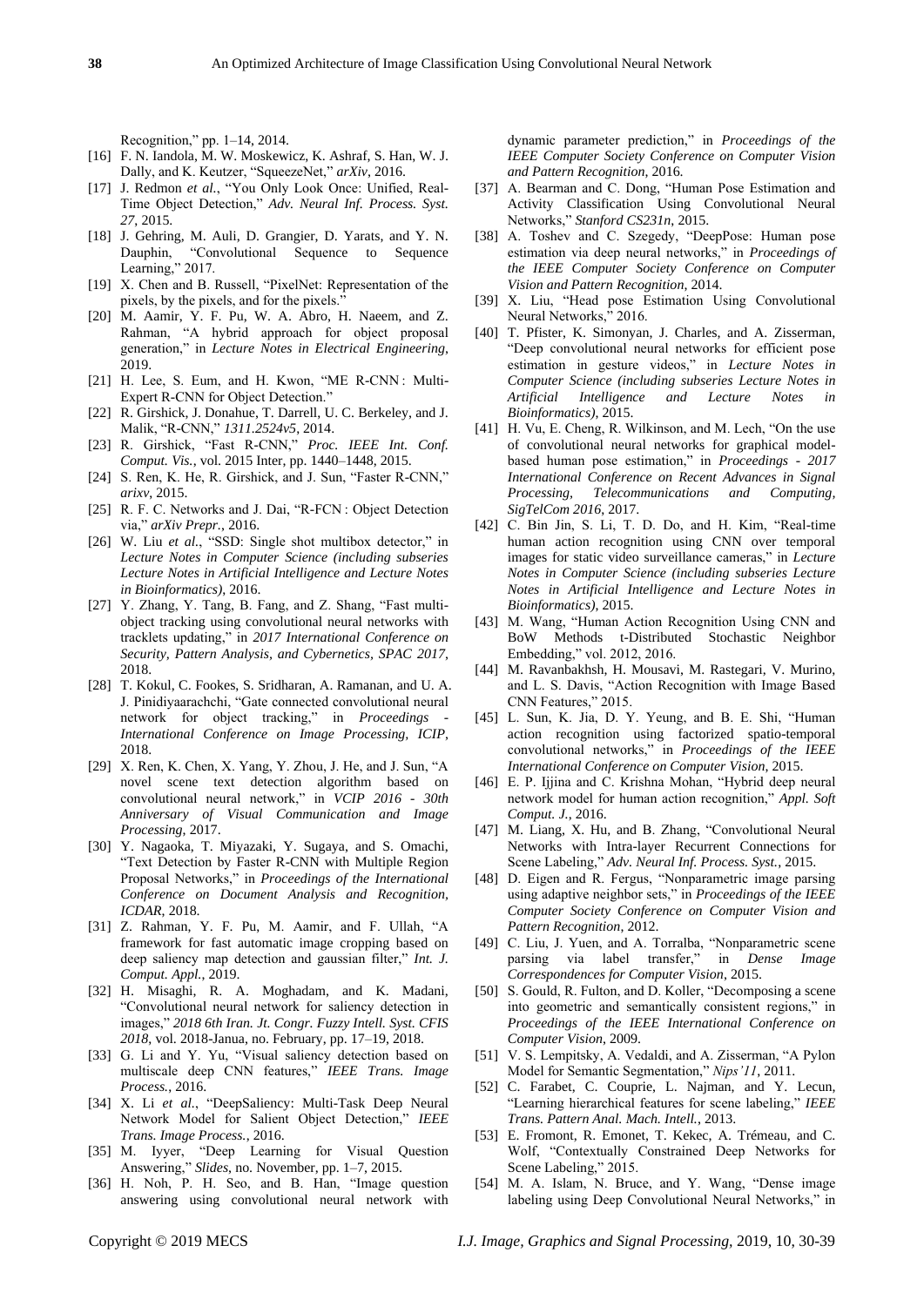Recognition," pp. 1–14, 2014.

[16] F. N. Iandola, M. W. Moskewicz, K. Ashraf, S. Han, W. J. Dally, and K. Keutzer, "SqueezeNet," *arXiv*, 2016.

[17] J. Redmon *et al.*, "You Only Look Once: Unified, Real-Time Object Detection," *Adv. Neural Inf. Process. Syst. 27*, 2015.

[18] J. Gehring, M. Auli, D. Grangier, D. Yarats, and Y. N. Dauphin, "Convolutional Sequence to Sequence Learning," 2017.

[19] X. Chen and B. Russell, "PixelNet: Representation of the pixels, by the pixels, and for the pixels."

[20] M. Aamir, Y. F. Pu, W. A. Abro, H. Naeem, and Z. Rahman, "A hybrid approach for object proposal generation," in *Lecture Notes in Electrical Engineering*, 2019.

[21] H. Lee, S. Eum, and H. Kwon, "ME R-CNN : Multi-Expert R-CNN for Object Detection."

[22] R. Girshick, J. Donahue, T. Darrell, U. C. Berkeley, and J. Malik, "R-CNN," *1311.2524v5*, 2014.

[23] R. Girshick, "Fast R-CNN," *Proc. IEEE Int. Conf. Comput. Vis.*, vol. 2015 Inter, pp. 1440–1448, 2015.

[24] S. Ren, K. He, R. Girshick, and J. Sun, "Faster R-CNN," *arixv*, 2015.

[25] R. F. C. Networks and J. Dai, "R-FCN : Object Detection via," *arXiv Prepr.*, 2016.

[26] W. Liu *et al.*, "SSD: Single shot multibox detector," in *Lecture Notes in Computer Science (including subseries Lecture Notes in Artificial Intelligence and Lecture Notes in Bioinformatics)*, 2016.

[27] Y. Zhang, Y. Tang, B. Fang, and Z. Shang, "Fast multi-object tracking using convolutional neural networks with tracklets updating," in *2017 International Conference on Security, Pattern Analysis, and Cybernetics, SPAC 2017*, 2018.

[28] T. Kokul, C. Fookes, S. Sridharan, A. Ramanan, and U. A. J. Pinidiyaarachchi, "Gate connected convolutional neural network for object tracking," in *Proceedings - International Conference on Image Processing, ICIP*, 2018.

[29] X. Ren, K. Chen, X. Yang, Y. Zhou, J. He, and J. Sun, "A novel scene text detection algorithm based on convolutional neural network," in *VCIP 2016 - 30th Anniversary of Visual Communication and Image Processing*, 2017.

[30] Y. Nagaoka, T. Miyazaki, Y. Sugaya, and S. Omachi, "Text Detection by Faster R-CNN with Multiple Region Proposal Networks," in *Proceedings of the International Conference on Document Analysis and Recognition, ICDAR*, 2018.

[31] Z. Rahman, Y. F. Pu, M. Aamir, and F. Ullah, "A framework for fast automatic image cropping based on deep saliency map detection and gaussian filter," *Int. J. Comput. Appl.*, 2019.

[32] H. Misaghi, R. A. Moghadam, and K. Madani, "Convolutional neural network for saliency detection in images," *2018 6th Iran. Jt. Congr. Fuzzy Intell. Syst. CFIS 2018*, vol. 2018-Janua, no. February, pp. 17–19, 2018.

[33] G. Li and Y. Yu, "Visual saliency detection based on multiscale deep CNN features," *IEEE Trans. Image Process.*, 2016.

[34] X. Li *et al.*, "DeepSaliency: Multi-Task Deep Neural Network Model for Salient Object Detection," *IEEE Trans. Image Process.*, 2016.

[35] M. Iyyer, "Deep Learning for Visual Question Answering," *Slides*, no. November, pp. 1–7, 2015.

[36] H. Noh, P. H. Seo, and B. Han, "Image question answering using convolutional neural network with dynamic parameter prediction," in *Proceedings of the IEEE Computer Society Conference on Computer Vision and Pattern Recognition*, 2016.

[37] A. Bearman and C. Dong, "Human Pose Estimation and Activity Classification Using Convolutional Neural Networks," *Stanford CS231n*, 2015.

[38] A. Toshev and C. Szegedy, "DeepPose: Human pose estimation via deep neural networks," in *Proceedings of the IEEE Computer Society Conference on Computer Vision and Pattern Recognition*, 2014.

[39] X. Liu, "Head pose Estimation Using Convolutional Neural Networks," 2016.

[40] T. Pfister, K. Simonyan, J. Charles, and A. Zisserman, "Deep convolutional neural networks for efficient pose estimation in gesture videos," in *Lecture Notes in Computer Science (including subseries Lecture Notes in Artificial Intelligence and Lecture Notes in Bioinformatics)*, 2015.

[41] H. Vu, E. Cheng, R. Wilkinson, and M. Lech, "On the use of convolutional neural networks for graphical model-based human pose estimation," in *Proceedings - 2017 International Conference on Recent Advances in Signal Processing, Telecommunications and Computing, SigTelCom 2016*, 2017.

[42] C. Bin Jin, S. Li, T. D. Do, and H. Kim, "Real-time human action recognition using CNN over temporal images for static video surveillance cameras," in *Lecture Notes in Computer Science (including subseries Lecture Notes in Artificial Intelligence and Lecture Notes in Bioinformatics)*, 2015.

[43] M. Wang, "Human Action Recognition Using CNN and BoW Methods t-Distributed Stochastic Neighbor Embedding," vol. 2012, 2016.

[44] M. Ravanbakhsh, H. Mousavi, M. Rastegari, V. Murino, and L. S. Davis, "Action Recognition with Image Based CNN Features," 2015.

[45] L. Sun, K. Jia, D. Y. Yeung, and B. E. Shi, "Human action recognition using factorized spatio-temporal convolutional networks," in *Proceedings of the IEEE International Conference on Computer Vision*, 2015.

[46] E. P. Ijjina and C. Krishna Mohan, "Hybrid deep neural network model for human action recognition," *Appl. Soft Comput. J.*, 2016.

[47] M. Liang, X. Hu, and B. Zhang, "Convolutional Neural Networks with Intra-layer Recurrent Connections for Scene Labeling," *Adv. Neural Inf. Process. Syst.*, 2015.

[48] D. Eigen and R. Fergus, "Nonparametric image parsing using adaptive neighbor sets," in *Proceedings of the IEEE Computer Society Conference on Computer Vision and Pattern Recognition*, 2012.

[49] C. Liu, J. Yuen, and A. Torralba, "Nonparametric scene parsing via label transfer," in *Dense Image Correspondences for Computer Vision*, 2015.

[50] S. Gould, R. Fulton, and D. Koller, "Decomposing a scene into geometric and semantically consistent regions," in *Proceedings of the IEEE International Conference on Computer Vision*, 2009.

[51] V. S. Lempitsky, A. Vedaldi, and A. Zisserman, "A Pylon Model for Semantic Segmentation," *Nips'11*, 2011.

[52] C. Farabet, C. Couprie, L. Najman, and Y. Lecun, "Learning hierarchical features for scene labeling," *IEEE Trans. Pattern Anal. Mach. Intell.*, 2013.

[53] E. Fromont, R. Emonet, T. Kekec, A. Trémeau, and C. Wolf, "Contextually Constrained Deep Networks for Scene Labeling," 2015.

[54] M. A. Islam, N. Bruce, and Y. Wang, "Dense image labeling using Deep Convolutional Neural Networks," in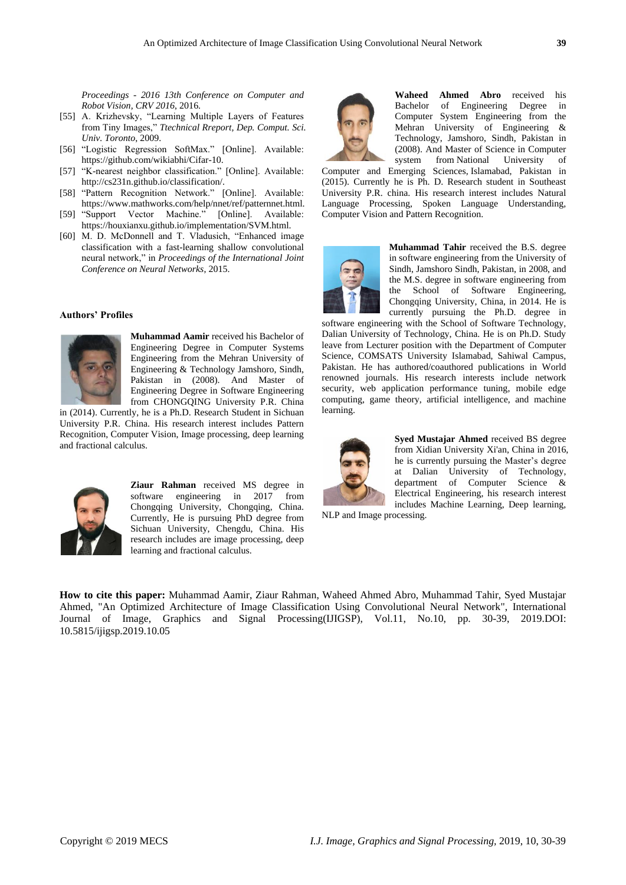*Proceedings - 2016 13th Conference on Computer and Robot Vision, CRV 2016*, 2016.

[55] A. Krizhevsky, "Learning Multiple Layers of Features from Tiny Images," *Ttechnical Rreport, Dep. Comput. Sci. Univ. Toronto*, 2009.

[56] "Logistic Regression SoftMax." [Online]. Available: https://github.com/wikiabhi/Cifar-10.

[57] "K-nearest neighbor classification." [Online]. Available: http://cs231n.github.io/classification/.

[58] "Pattern Recognition Network." [Online]. Available: https://www.mathworks.com/help/nnet/ref/patternnet.html.

[59] "Support Vector Machine." [Online]. Available: https://houxianxu.github.io/implementation/SVM.html.

[60] M. D. McDonnell and T. Vladusich, "Enhanced image classification with a fast-learning shallow convolutional neural network," in *Proceedings of the International Joint Conference on Neural Networks*, 2015.

### Authors' Profiles

**Muhammad Aamir** received his Bachelor of Engineering Degree in Computer Systems Engineering from the Mehran University of Engineering & Technology Jamshoro, Sindh, Pakistan in (2008). And Master of Engineering Degree in Software Engineering from CHONGQING University P.R. China in (2014). Currently, he is a Ph.D. Research Student in Sichuan University P.R. China. His research interest includes Pattern Recognition, Computer Vision, Image processing, deep learning and fractional calculus.

**Ziaur Rahman** received MS degree in software engineering in 2017 from Chongqing University, Chongqing, China. Currently, He is pursuing PhD degree from Sichuan University, Chengdu, China. His research includes are image processing, deep learning and fractional calculus.

**Waheed Ahmed Abro** received his Bachelor of Engineering Degree in Computer System Engineering from the Mehran University of Engineering & Technology, Jamshoro, Sindh, Pakistan in (2008). And Master of Science in Computer system from National University of Computer and Emerging Sciences, Islamabad, Pakistan in (2015). Currently he is Ph. D. Research student in Southeast University P.R. china. His research interest includes Natural Language Processing, Spoken Language Understanding, Computer Vision and Pattern Recognition.

**Muhammad Tahir** received the B.S. degree in software engineering from the University of Sindh, Jamshoro Sindh, Pakistan, in 2008, and the M.S. degree in software engineering from the School of Software Engineering, Chongqing University, China, in 2014. He is currently pursuing the Ph.D. degree in software engineering with the School of Software Technology, Dalian University of Technology, China. He is on Ph.D. Study leave from Lecturer position with the Department of Computer Science, COMSATS University Islamabad, Sahiwal Campus, Pakistan. He has authored/coauthored publications in World renowned journals. His research interests include network security, web application performance tuning, mobile edge computing, game theory, artificial intelligence, and machine learning.

**Syed Mustajar Ahmed** received BS degree from Xidian University Xi'an, China in 2016, he is currently pursuing the Master's degree at Dalian University of Technology, department of Computer Science & Electrical Engineering, his research interest includes Machine Learning, Deep learning, NLP and Image processing.

**How to cite this paper:** Muhammad Aamir, Ziaur Rahman, Waheed Ahmed Abro, Muhammad Tahir, Syed Mustajar Ahmed, "An Optimized Architecture of Image Classification Using Convolutional Neural Network", International Journal of Image, Graphics and Signal Processing(IJIGSP), Vol.11, No.10, pp. 30-39, 2019.DOI: 10.5815/ijigsp.2019.10.05